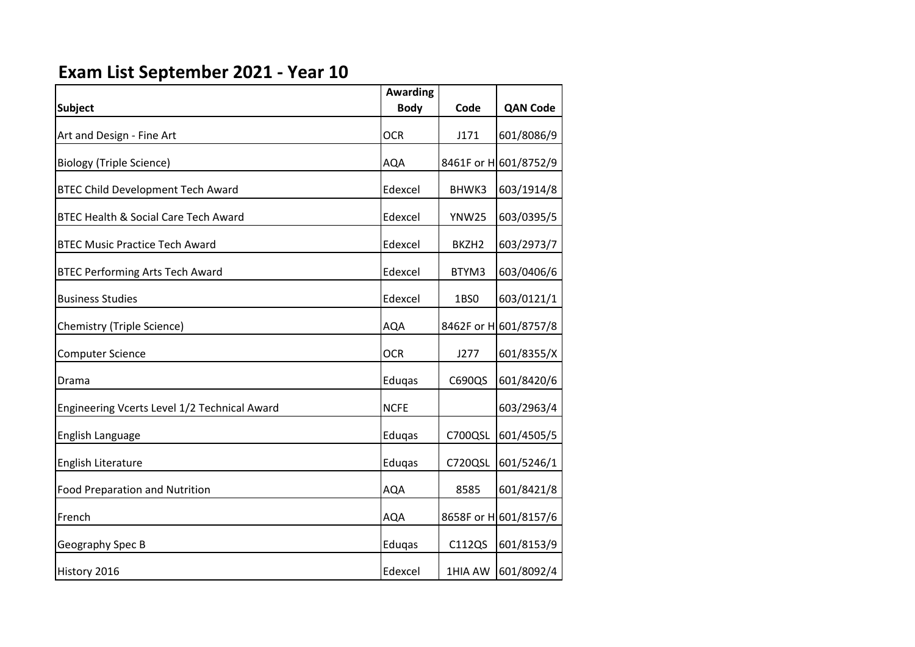# Exam List September 2021 - Year 10

| Subject | Awarding Body | Code | QAN Code |
|---|---|---|---|
| Art and Design - Fine Art | OCR | J171 | 601/8086/9 |
| Biology (Triple Science) | AQA | 8461F or H | 601/8752/9 |
| BTEC Child Development Tech Award | Edexcel | BHWK3 | 603/1914/8 |
| BTEC Health & Social Care Tech Award | Edexcel | YNW25 | 603/0395/5 |
| BTEC Music Practice Tech Award | Edexcel | BKZH2 | 603/2973/7 |
| BTEC Performing Arts Tech Award | Edexcel | BTYM3 | 603/0406/6 |
| Business Studies | Edexcel | 1BS0 | 603/0121/1 |
| Chemistry (Triple Science) | AQA | 8462F or H | 601/8757/8 |
| Computer Science | OCR | J277 | 601/8355/X |
| Drama | Eduqas | C690QS | 601/8420/6 |
| Engineering Vcerts Level 1/2 Technical Award | NCFE | | 603/2963/4 |
| English Language | Eduqas | C700QSL | 601/4505/5 |
| English Literature | Eduqas | C720QSL | 601/5246/1 |
| Food Preparation and Nutrition | AQA | 8585 | 601/8421/8 |
| French | AQA | 8658F or H | 601/8157/6 |
| Geography Spec B | Eduqas | C112QS | 601/8153/9 |
| History 2016 | Edexcel | 1HIA AW | 601/8092/4 |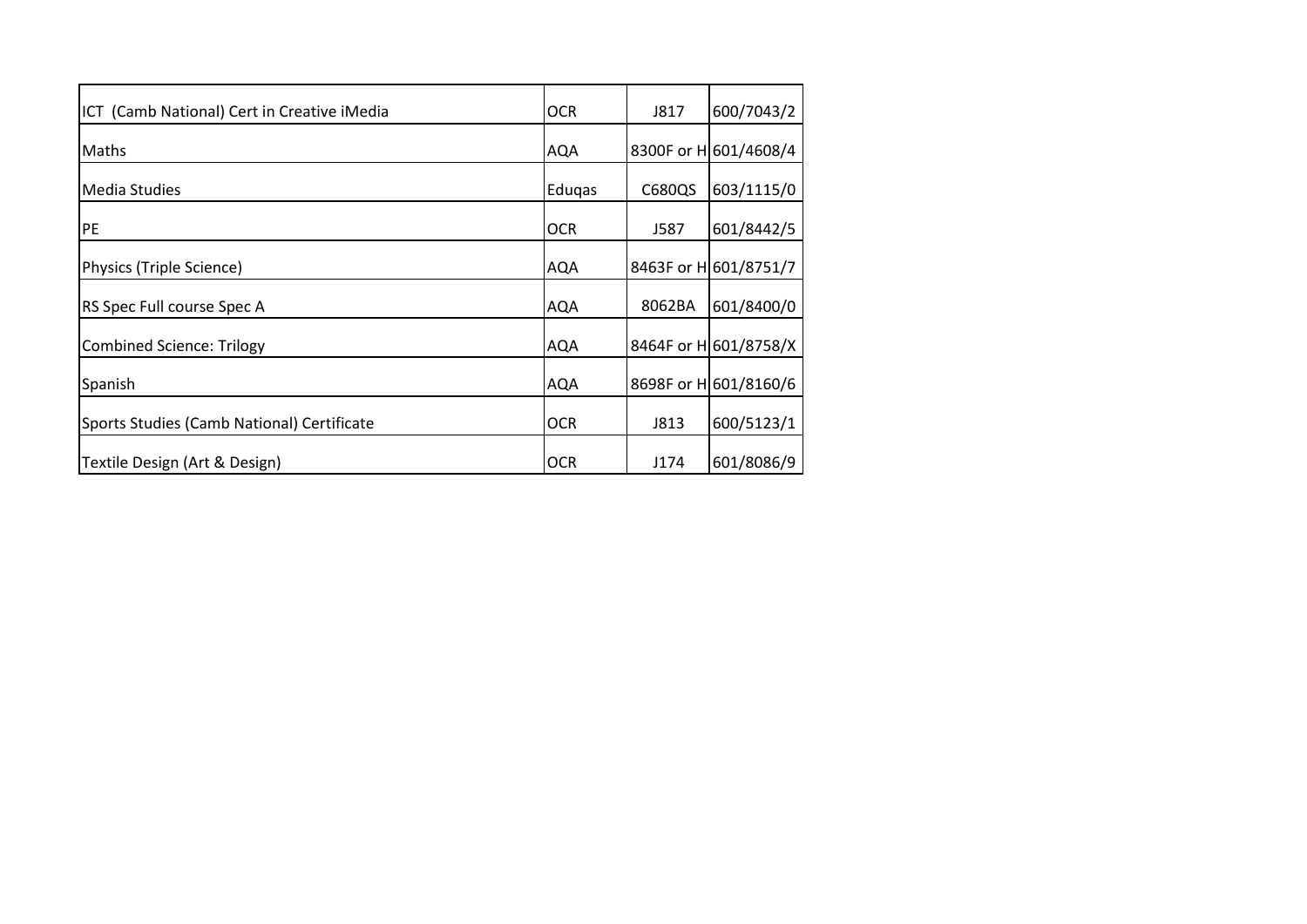| | | | |
|---|---|---|---|
| ICT (Camb National) Cert in Creative iMedia | OCR | J817 | 600/7043/2 |
| Maths | AQA | 8300F or H | 601/4608/4 |
| Media Studies | Eduqas | C680QS | 603/1115/0 |
| PE | OCR | J587 | 601/8442/5 |
| Physics (Triple Science) | AQA | 8463F or H | 601/8751/7 |
| RS Spec Full course Spec A | AQA | 8062BA | 601/8400/0 |
| Combined Science: Trilogy | AQA | 8464F or H | 601/8758/X |
| Spanish | AQA | 8698F or H | 601/8160/6 |
| Sports Studies (Camb National) Certificate | OCR | J813 | 600/5123/1 |
| Textile Design (Art & Design) | OCR | J174 | 601/8086/9 |